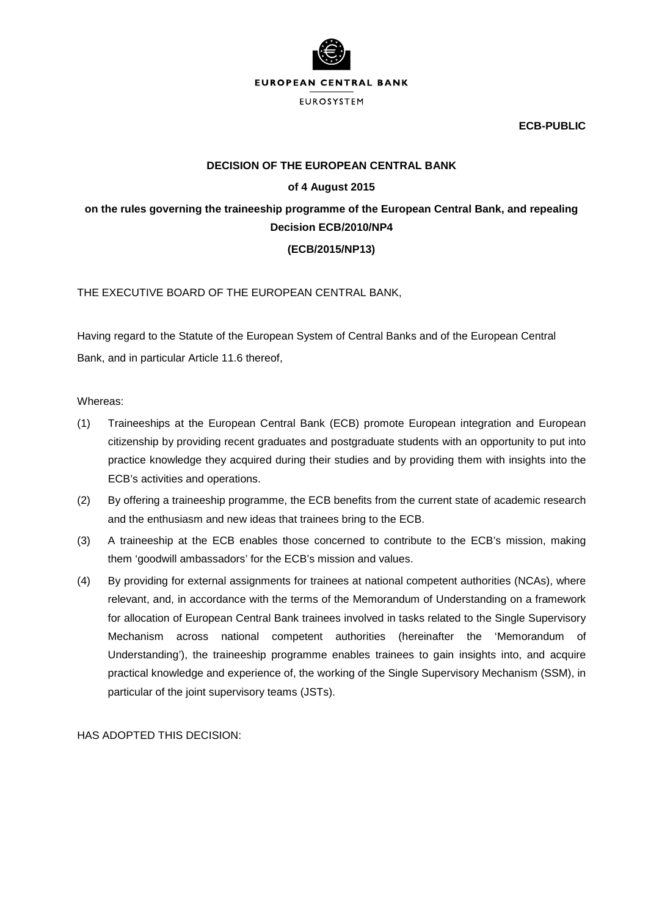EUROPEAN CENTRAL BANK

EUROSYSTEM

**ECB-PUBLIC**

**DECISION OF THE EUROPEAN CENTRAL BANK**

**of 4 August 2015**

**on the rules governing the traineeship programme of the European Central Bank, and repealing Decision ECB/2010/NP4**

**(ECB/2015/NP13)**

THE EXECUTIVE BOARD OF THE EUROPEAN CENTRAL BANK,

Having regard to the Statute of the European System of Central Banks and of the European Central Bank, and in particular Article 11.6 thereof,

Whereas:

(1) Traineeships at the European Central Bank (ECB) promote European integration and European citizenship by providing recent graduates and postgraduate students with an opportunity to put into practice knowledge they acquired during their studies and by providing them with insights into the ECB's activities and operations.

(2) By offering a traineeship programme, the ECB benefits from the current state of academic research and the enthusiasm and new ideas that trainees bring to the ECB.

(3) A traineeship at the ECB enables those concerned to contribute to the ECB's mission, making them 'goodwill ambassadors' for the ECB's mission and values.

(4) By providing for external assignments for trainees at national competent authorities (NCAs), where relevant, and, in accordance with the terms of the Memorandum of Understanding on a framework for allocation of European Central Bank trainees involved in tasks related to the Single Supervisory Mechanism across national competent authorities (hereinafter the 'Memorandum of Understanding'), the traineeship programme enables trainees to gain insights into, and acquire practical knowledge and experience of, the working of the Single Supervisory Mechanism (SSM), in particular of the joint supervisory teams (JSTs).

HAS ADOPTED THIS DECISION: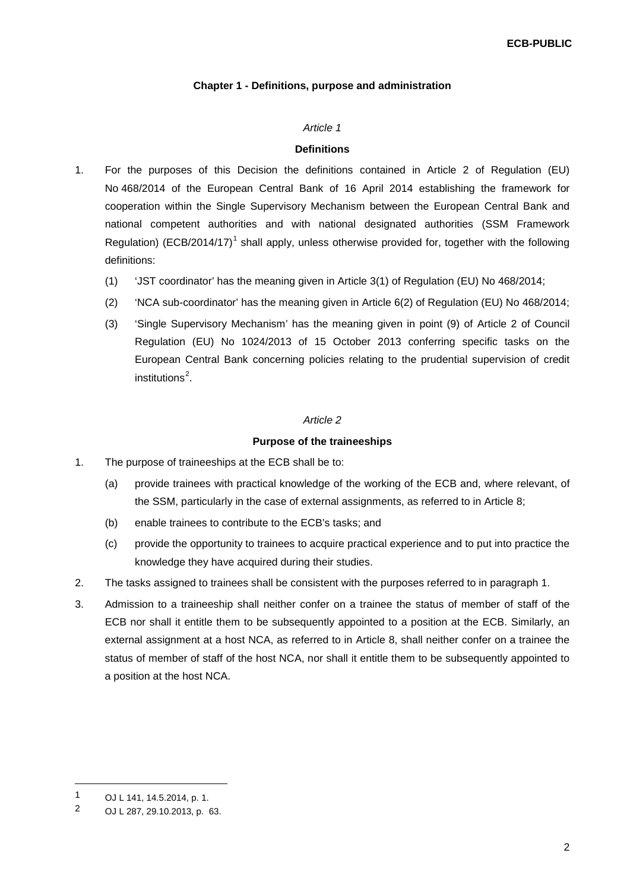### Chapter 1 - Definitions, purpose and administration

*Article 1*

**Definitions**

1. For the purposes of this Decision the definitions contained in Article 2 of Regulation (EU) No 468/2014 of the European Central Bank of 16 April 2014 establishing the framework for cooperation within the Single Supervisory Mechanism between the European Central Bank and national competent authorities and with national designated authorities (SSM Framework Regulation) (ECB/2014/17)[1] shall apply, unless otherwise provided for, together with the following definitions:

   (1) 'JST coordinator' has the meaning given in Article 3(1) of Regulation (EU) No 468/2014;

   (2) 'NCA sub-coordinator' has the meaning given in Article 6(2) of Regulation (EU) No 468/2014;

   (3) 'Single Supervisory Mechanism' has the meaning given in point (9) of Article 2 of Council Regulation (EU) No 1024/2013 of 15 October 2013 conferring specific tasks on the European Central Bank concerning policies relating to the prudential supervision of credit institutions[2].

*Article 2*

**Purpose of the traineeships**

1. The purpose of traineeships at the ECB shall be to:

   (a) provide trainees with practical knowledge of the working of the ECB and, where relevant, of the SSM, particularly in the case of external assignments, as referred to in Article 8;

   (b) enable trainees to contribute to the ECB's tasks; and

   (c) provide the opportunity to trainees to acquire practical experience and to put into practice the knowledge they have acquired during their studies.

2. The tasks assigned to trainees shall be consistent with the purposes referred to in paragraph 1.

3. Admission to a traineeship shall neither confer on a trainee the status of member of staff of the ECB nor shall it entitle them to be subsequently appointed to a position at the ECB. Similarly, an external assignment at a host NCA, as referred to in Article 8, shall neither confer on a trainee the status of member of staff of the host NCA, nor shall it entitle them to be subsequently appointed to a position at the host NCA.

---

[1] OJ L 141, 14.5.2014, p. 1.

[2] OJ L 287, 29.10.2013, p. 63.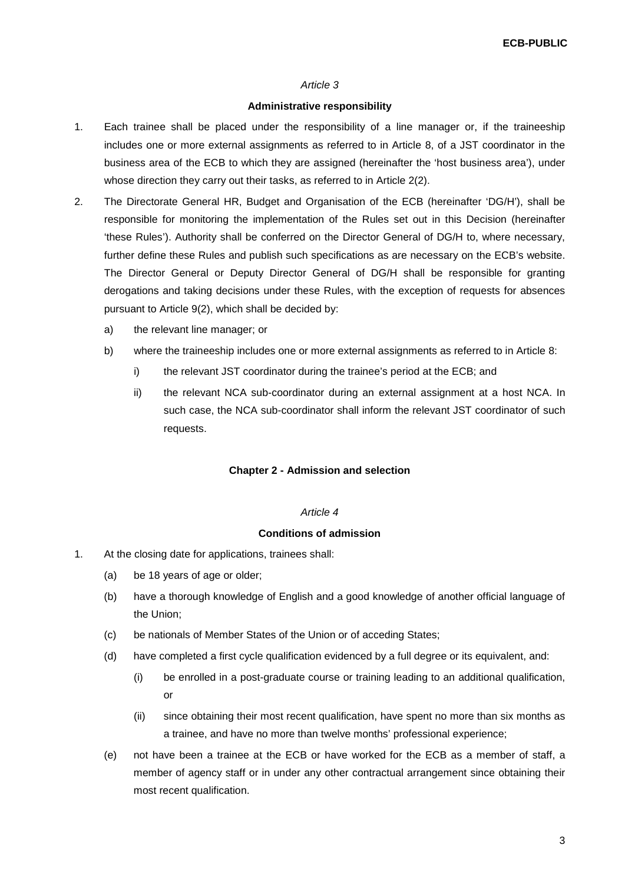*Article 3*

**Administrative responsibility**

1. Each trainee shall be placed under the responsibility of a line manager or, if the traineeship includes one or more external assignments as referred to in Article 8, of a JST coordinator in the business area of the ECB to which they are assigned (hereinafter the 'host business area'), under whose direction they carry out their tasks, as referred to in Article 2(2).

2. The Directorate General HR, Budget and Organisation of the ECB (hereinafter 'DG/H'), shall be responsible for monitoring the implementation of the Rules set out in this Decision (hereinafter 'these Rules'). Authority shall be conferred on the Director General of DG/H to, where necessary, further define these Rules and publish such specifications as are necessary on the ECB's website. The Director General or Deputy Director General of DG/H shall be responsible for granting derogations and taking decisions under these Rules, with the exception of requests for absences pursuant to Article 9(2), which shall be decided by:

   a) the relevant line manager; or

   b) where the traineeship includes one or more external assignments as referred to in Article 8:

      i) the relevant JST coordinator during the trainee's period at the ECB; and

      ii) the relevant NCA sub-coordinator during an external assignment at a host NCA. In such case, the NCA sub-coordinator shall inform the relevant JST coordinator of such requests.

**Chapter 2 - Admission and selection**

*Article 4*

**Conditions of admission**

1. At the closing date for applications, trainees shall:

   (a) be 18 years of age or older;

   (b) have a thorough knowledge of English and a good knowledge of another official language of the Union;

   (c) be nationals of Member States of the Union or of acceding States;

   (d) have completed a first cycle qualification evidenced by a full degree or its equivalent, and:

      (i) be enrolled in a post-graduate course or training leading to an additional qualification, or

      (ii) since obtaining their most recent qualification, have spent no more than six months as a trainee, and have no more than twelve months' professional experience;

   (e) not have been a trainee at the ECB or have worked for the ECB as a member of staff, a member of agency staff or in under any other contractual arrangement since obtaining their most recent qualification.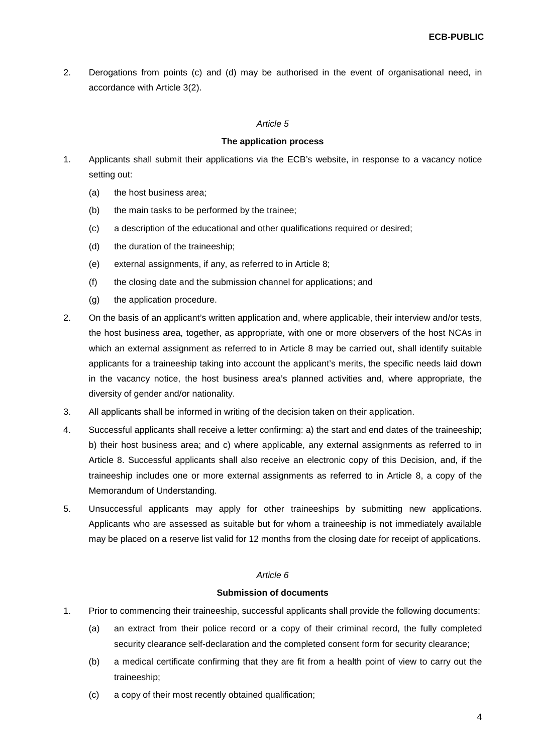2. Derogations from points (c) and (d) may be authorised in the event of organisational need, in accordance with Article 3(2).

*Article 5*

**The application process**

1. Applicants shall submit their applications via the ECB's website, in response to a vacancy notice setting out:
   (a) the host business area;
   (b) the main tasks to be performed by the trainee;
   (c) a description of the educational and other qualifications required or desired;
   (d) the duration of the traineeship;
   (e) external assignments, if any, as referred to in Article 8;
   (f) the closing date and the submission channel for applications; and
   (g) the application procedure.
2. On the basis of an applicant's written application and, where applicable, their interview and/or tests, the host business area, together, as appropriate, with one or more observers of the host NCAs in which an external assignment as referred to in Article 8 may be carried out, shall identify suitable applicants for a traineeship taking into account the applicant's merits, the specific needs laid down in the vacancy notice, the host business area's planned activities and, where appropriate, the diversity of gender and/or nationality.
3. All applicants shall be informed in writing of the decision taken on their application.
4. Successful applicants shall receive a letter confirming: a) the start and end dates of the traineeship; b) their host business area; and c) where applicable, any external assignments as referred to in Article 8. Successful applicants shall also receive an electronic copy of this Decision, and, if the traineeship includes one or more external assignments as referred to in Article 8, a copy of the Memorandum of Understanding.
5. Unsuccessful applicants may apply for other traineeships by submitting new applications. Applicants who are assessed as suitable but for whom a traineeship is not immediately available may be placed on a reserve list valid for 12 months from the closing date for receipt of applications.

*Article 6*

**Submission of documents**

1. Prior to commencing their traineeship, successful applicants shall provide the following documents:
   (a) an extract from their police record or a copy of their criminal record, the fully completed security clearance self-declaration and the completed consent form for security clearance;
   (b) a medical certificate confirming that they are fit from a health point of view to carry out the traineeship;
   (c) a copy of their most recently obtained qualification;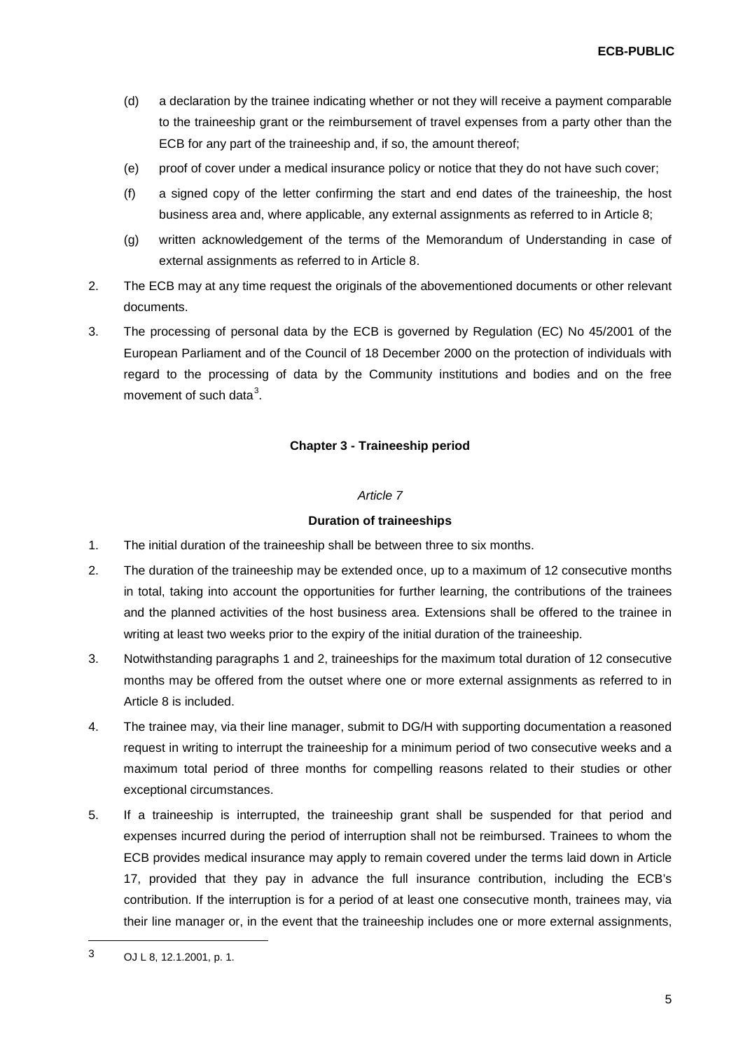(d) a declaration by the trainee indicating whether or not they will receive a payment comparable to the traineeship grant or the reimbursement of travel expenses from a party other than the ECB for any part of the traineeship and, if so, the amount thereof;

(e) proof of cover under a medical insurance policy or notice that they do not have such cover;

(f) a signed copy of the letter confirming the start and end dates of the traineeship, the host business area and, where applicable, any external assignments as referred to in Article 8;

(g) written acknowledgement of the terms of the Memorandum of Understanding in case of external assignments as referred to in Article 8.

2. The ECB may at any time request the originals of the abovementioned documents or other relevant documents.

3. The processing of personal data by the ECB is governed by Regulation (EC) No 45/2001 of the European Parliament and of the Council of 18 December 2000 on the protection of individuals with regard to the processing of data by the Community institutions and bodies and on the free movement of such data[3].

## Chapter 3 - Traineeship period

*Article 7*

**Duration of traineeships**

1. The initial duration of the traineeship shall be between three to six months.

2. The duration of the traineeship may be extended once, up to a maximum of 12 consecutive months in total, taking into account the opportunities for further learning, the contributions of the trainees and the planned activities of the host business area. Extensions shall be offered to the trainee in writing at least two weeks prior to the expiry of the initial duration of the traineeship.

3. Notwithstanding paragraphs 1 and 2, traineeships for the maximum total duration of 12 consecutive months may be offered from the outset where one or more external assignments as referred to in Article 8 is included.

4. The trainee may, via their line manager, submit to DG/H with supporting documentation a reasoned request in writing to interrupt the traineeship for a minimum period of two consecutive weeks and a maximum total period of three months for compelling reasons related to their studies or other exceptional circumstances.

5. If a traineeship is interrupted, the traineeship grant shall be suspended for that period and expenses incurred during the period of interruption shall not be reimbursed. Trainees to whom the ECB provides medical insurance may apply to remain covered under the terms laid down in Article 17, provided that they pay in advance the full insurance contribution, including the ECB's contribution. If the interruption is for a period of at least one consecutive month, trainees may, via their line manager or, in the event that the traineeship includes one or more external assignments,

[3] OJ L 8, 12.1.2001, p. 1.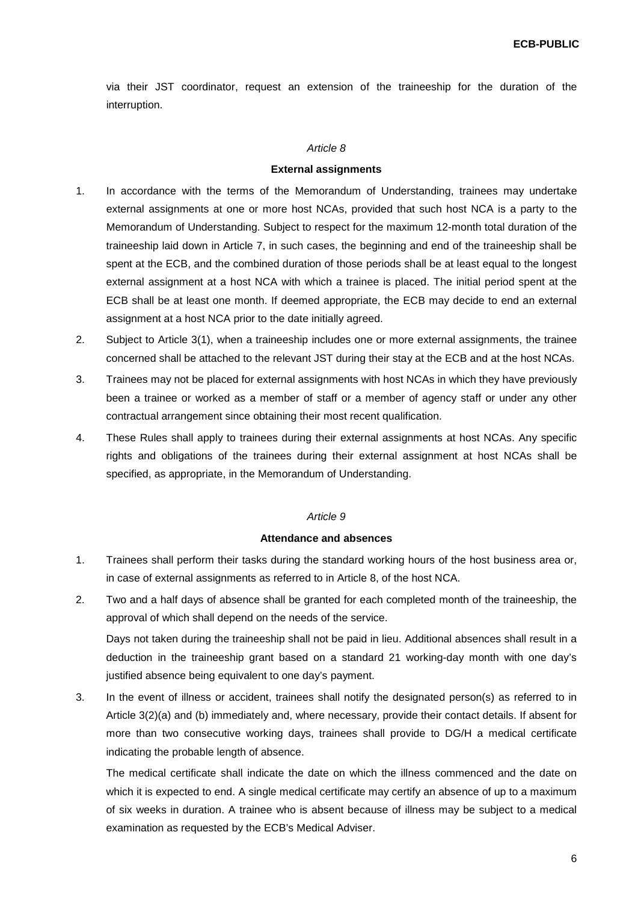via their JST coordinator, request an extension of the traineeship for the duration of the interruption.

*Article 8*

**External assignments**

1. In accordance with the terms of the Memorandum of Understanding, trainees may undertake external assignments at one or more host NCAs, provided that such host NCA is a party to the Memorandum of Understanding. Subject to respect for the maximum 12-month total duration of the traineeship laid down in Article 7, in such cases, the beginning and end of the traineeship shall be spent at the ECB, and the combined duration of those periods shall be at least equal to the longest external assignment at a host NCA with which a trainee is placed. The initial period spent at the ECB shall be at least one month. If deemed appropriate, the ECB may decide to end an external assignment at a host NCA prior to the date initially agreed.
2. Subject to Article 3(1), when a traineeship includes one or more external assignments, the trainee concerned shall be attached to the relevant JST during their stay at the ECB and at the host NCAs.
3. Trainees may not be placed for external assignments with host NCAs in which they have previously been a trainee or worked as a member of staff or a member of agency staff or under any other contractual arrangement since obtaining their most recent qualification.
4. These Rules shall apply to trainees during their external assignments at host NCAs. Any specific rights and obligations of the trainees during their external assignment at host NCAs shall be specified, as appropriate, in the Memorandum of Understanding.

*Article 9*

**Attendance and absences**

1. Trainees shall perform their tasks during the standard working hours of the host business area or, in case of external assignments as referred to in Article 8, of the host NCA.
2. Two and a half days of absence shall be granted for each completed month of the traineeship, the approval of which shall depend on the needs of the service.

   Days not taken during the traineeship shall not be paid in lieu. Additional absences shall result in a deduction in the traineeship grant based on a standard 21 working-day month with one day's justified absence being equivalent to one day's payment.
3. In the event of illness or accident, trainees shall notify the designated person(s) as referred to in Article 3(2)(a) and (b) immediately and, where necessary, provide their contact details. If absent for more than two consecutive working days, trainees shall provide to DG/H a medical certificate indicating the probable length of absence.

   The medical certificate shall indicate the date on which the illness commenced and the date on which it is expected to end. A single medical certificate may certify an absence of up to a maximum of six weeks in duration. A trainee who is absent because of illness may be subject to a medical examination as requested by the ECB's Medical Adviser.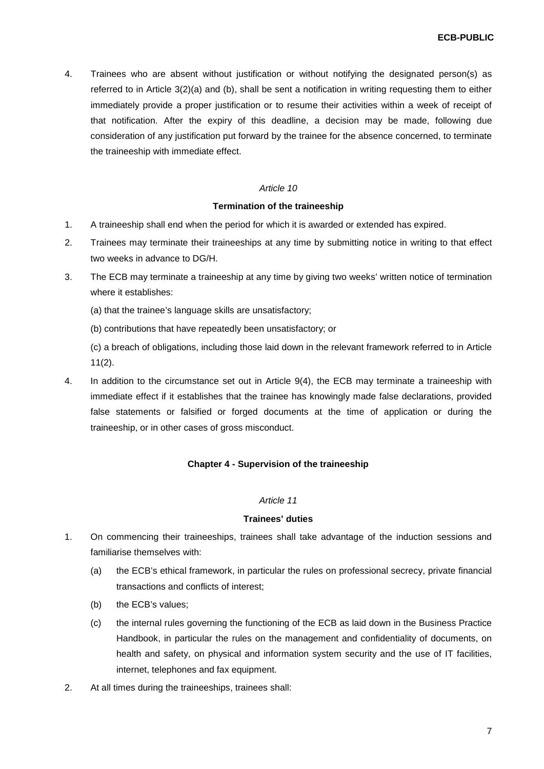4. Trainees who are absent without justification or without notifying the designated person(s) as referred to in Article 3(2)(a) and (b), shall be sent a notification in writing requesting them to either immediately provide a proper justification or to resume their activities within a week of receipt of that notification. After the expiry of this deadline, a decision may be made, following due consideration of any justification put forward by the trainee for the absence concerned, to terminate the traineeship with immediate effect.

*Article 10*

**Termination of the traineeship**

1. A traineeship shall end when the period for which it is awarded or extended has expired.
2. Trainees may terminate their traineeships at any time by submitting notice in writing to that effect two weeks in advance to DG/H.
3. The ECB may terminate a traineeship at any time by giving two weeks' written notice of termination where it establishes:

   (a) that the trainee's language skills are unsatisfactory;

   (b) contributions that have repeatedly been unsatisfactory; or

   (c) a breach of obligations, including those laid down in the relevant framework referred to in Article 11(2).
4. In addition to the circumstance set out in Article 9(4), the ECB may terminate a traineeship with immediate effect if it establishes that the trainee has knowingly made false declarations, provided false statements or falsified or forged documents at the time of application or during the traineeship, or in other cases of gross misconduct.

**Chapter 4 - Supervision of the traineeship**

*Article 11*

**Trainees' duties**

1. On commencing their traineeships, trainees shall take advantage of the induction sessions and familiarise themselves with:
   (a) the ECB's ethical framework, in particular the rules on professional secrecy, private financial transactions and conflicts of interest;
   (b) the ECB's values;
   (c) the internal rules governing the functioning of the ECB as laid down in the Business Practice Handbook, in particular the rules on the management and confidentiality of documents, on health and safety, on physical and information system security and the use of IT facilities, internet, telephones and fax equipment.
2. At all times during the traineeships, trainees shall: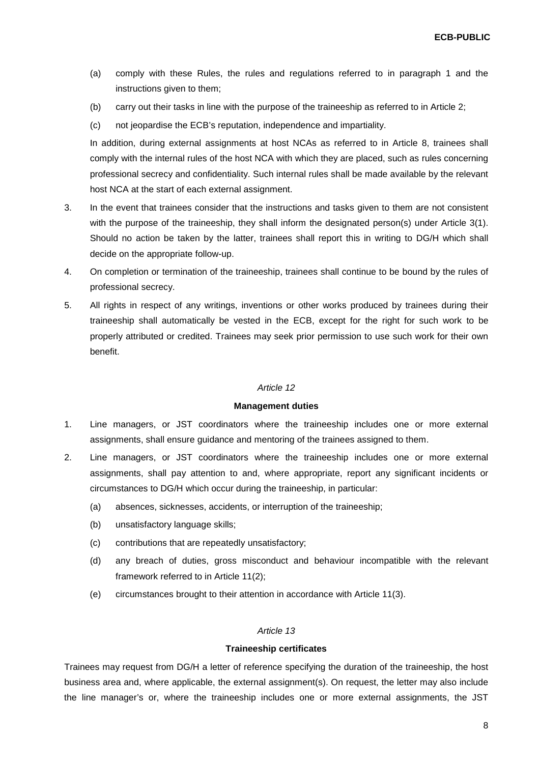(a) comply with these Rules, the rules and regulations referred to in paragraph 1 and the instructions given to them;

(b) carry out their tasks in line with the purpose of the traineeship as referred to in Article 2;

(c) not jeopardise the ECB's reputation, independence and impartiality.

In addition, during external assignments at host NCAs as referred to in Article 8, trainees shall comply with the internal rules of the host NCA with which they are placed, such as rules concerning professional secrecy and confidentiality. Such internal rules shall be made available by the relevant host NCA at the start of each external assignment.

3. In the event that trainees consider that the instructions and tasks given to them are not consistent with the purpose of the traineeship, they shall inform the designated person(s) under Article 3(1). Should no action be taken by the latter, trainees shall report this in writing to DG/H which shall decide on the appropriate follow-up.

4. On completion or termination of the traineeship, trainees shall continue to be bound by the rules of professional secrecy.

5. All rights in respect of any writings, inventions or other works produced by trainees during their traineeship shall automatically be vested in the ECB, except for the right for such work to be properly attributed or credited. Trainees may seek prior permission to use such work for their own benefit.

*Article 12*

**Management duties**

1. Line managers, or JST coordinators where the traineeship includes one or more external assignments, shall ensure guidance and mentoring of the trainees assigned to them.

2. Line managers, or JST coordinators where the traineeship includes one or more external assignments, shall pay attention to and, where appropriate, report any significant incidents or circumstances to DG/H which occur during the traineeship, in particular:

   (a) absences, sicknesses, accidents, or interruption of the traineeship;

   (b) unsatisfactory language skills;

   (c) contributions that are repeatedly unsatisfactory;

   (d) any breach of duties, gross misconduct and behaviour incompatible with the relevant framework referred to in Article 11(2);

   (e) circumstances brought to their attention in accordance with Article 11(3).

*Article 13*

**Traineeship certificates**

Trainees may request from DG/H a letter of reference specifying the duration of the traineeship, the host business area and, where applicable, the external assignment(s). On request, the letter may also include the line manager's or, where the traineeship includes one or more external assignments, the JST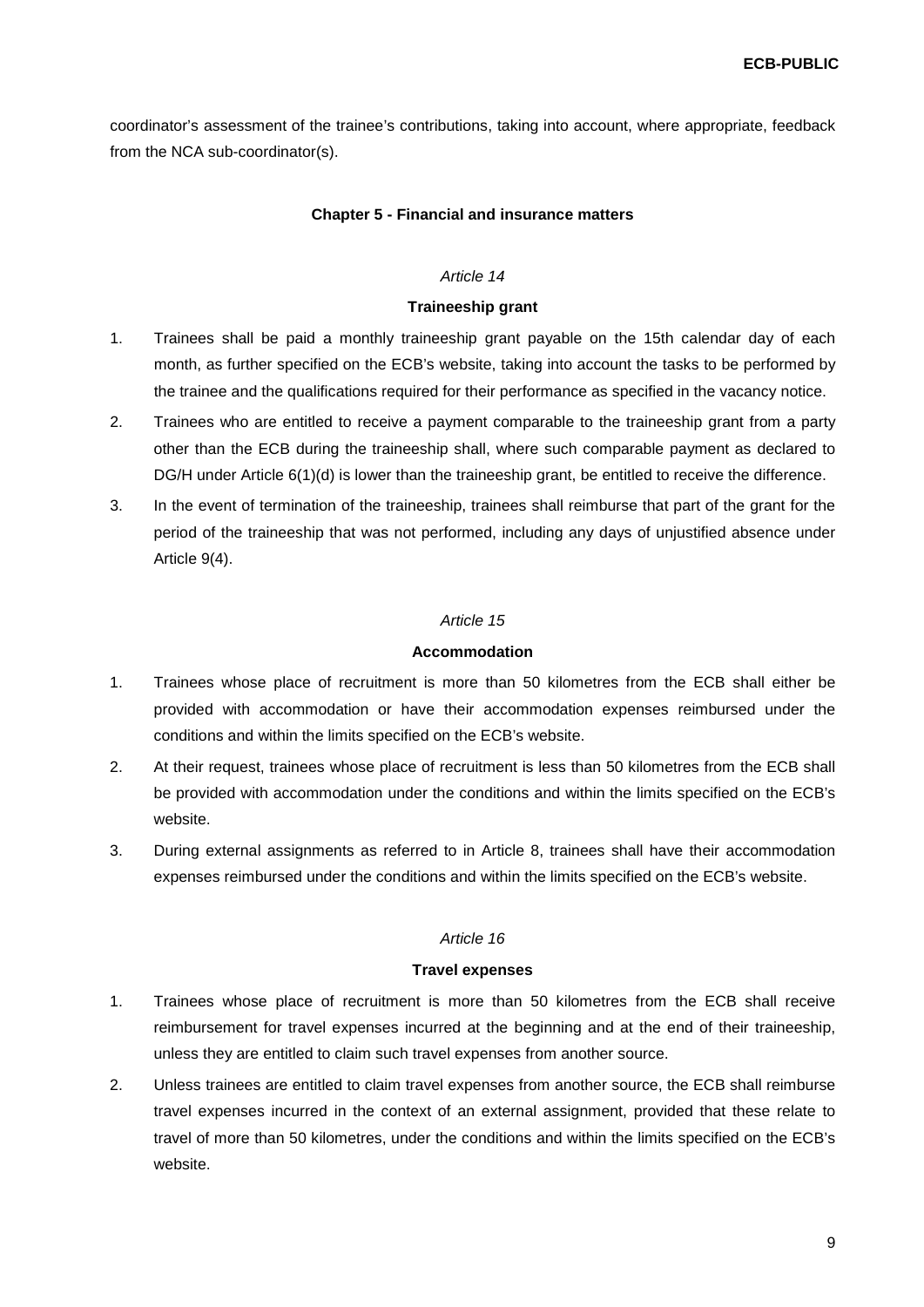coordinator's assessment of the trainee's contributions, taking into account, where appropriate, feedback from the NCA sub-coordinator(s).

## Chapter 5 - Financial and insurance matters

*Article 14*

### Traineeship grant

1. Trainees shall be paid a monthly traineeship grant payable on the 15th calendar day of each month, as further specified on the ECB's website, taking into account the tasks to be performed by the trainee and the qualifications required for their performance as specified in the vacancy notice.
2. Trainees who are entitled to receive a payment comparable to the traineeship grant from a party other than the ECB during the traineeship shall, where such comparable payment as declared to DG/H under Article 6(1)(d) is lower than the traineeship grant, be entitled to receive the difference.
3. In the event of termination of the traineeship, trainees shall reimburse that part of the grant for the period of the traineeship that was not performed, including any days of unjustified absence under Article 9(4).

*Article 15*

### Accommodation

1. Trainees whose place of recruitment is more than 50 kilometres from the ECB shall either be provided with accommodation or have their accommodation expenses reimbursed under the conditions and within the limits specified on the ECB's website.
2. At their request, trainees whose place of recruitment is less than 50 kilometres from the ECB shall be provided with accommodation under the conditions and within the limits specified on the ECB's website.
3. During external assignments as referred to in Article 8, trainees shall have their accommodation expenses reimbursed under the conditions and within the limits specified on the ECB's website.

*Article 16*

### Travel expenses

1. Trainees whose place of recruitment is more than 50 kilometres from the ECB shall receive reimbursement for travel expenses incurred at the beginning and at the end of their traineeship, unless they are entitled to claim such travel expenses from another source.
2. Unless trainees are entitled to claim travel expenses from another source, the ECB shall reimburse travel expenses incurred in the context of an external assignment, provided that these relate to travel of more than 50 kilometres, under the conditions and within the limits specified on the ECB's website.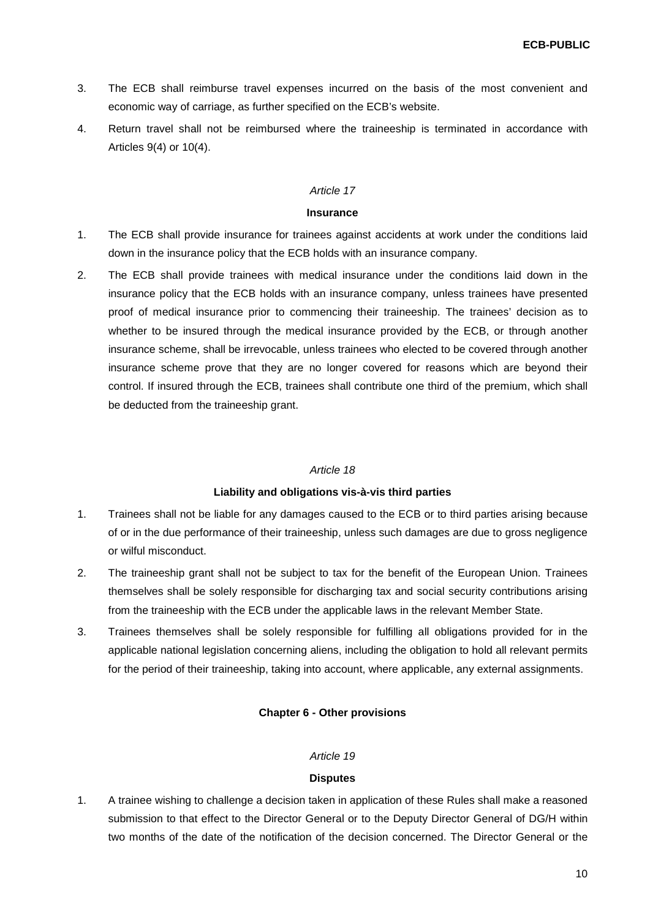3. The ECB shall reimburse travel expenses incurred on the basis of the most convenient and economic way of carriage, as further specified on the ECB's website.
4. Return travel shall not be reimbursed where the traineeship is terminated in accordance with Articles 9(4) or 10(4).

*Article 17*

**Insurance**

1. The ECB shall provide insurance for trainees against accidents at work under the conditions laid down in the insurance policy that the ECB holds with an insurance company.
2. The ECB shall provide trainees with medical insurance under the conditions laid down in the insurance policy that the ECB holds with an insurance company, unless trainees have presented proof of medical insurance prior to commencing their traineeship. The trainees' decision as to whether to be insured through the medical insurance provided by the ECB, or through another insurance scheme, shall be irrevocable, unless trainees who elected to be covered through another insurance scheme prove that they are no longer covered for reasons which are beyond their control. If insured through the ECB, trainees shall contribute one third of the premium, which shall be deducted from the traineeship grant.

*Article 18*

**Liability and obligations vis-à-vis third parties**

1. Trainees shall not be liable for any damages caused to the ECB or to third parties arising because of or in the due performance of their traineeship, unless such damages are due to gross negligence or wilful misconduct.
2. The traineeship grant shall not be subject to tax for the benefit of the European Union. Trainees themselves shall be solely responsible for discharging tax and social security contributions arising from the traineeship with the ECB under the applicable laws in the relevant Member State.
3. Trainees themselves shall be solely responsible for fulfilling all obligations provided for in the applicable national legislation concerning aliens, including the obligation to hold all relevant permits for the period of their traineeship, taking into account, where applicable, any external assignments.

**Chapter 6 - Other provisions**

*Article 19*

**Disputes**

1. A trainee wishing to challenge a decision taken in application of these Rules shall make a reasoned submission to that effect to the Director General or to the Deputy Director General of DG/H within two months of the date of the notification of the decision concerned. The Director General or the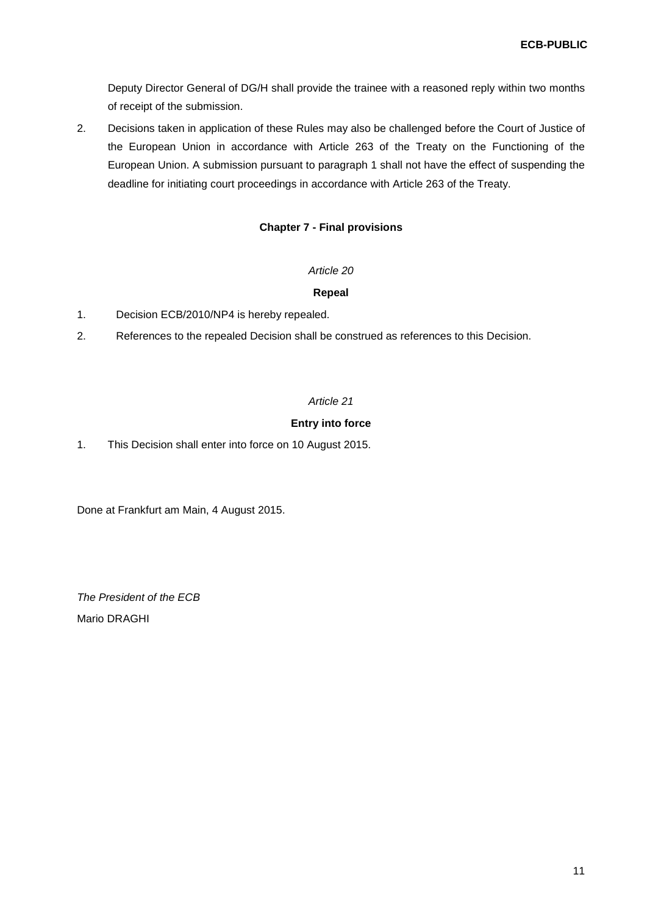Deputy Director General of DG/H shall provide the trainee with a reasoned reply within two months of receipt of the submission.

2. Decisions taken in application of these Rules may also be challenged before the Court of Justice of the European Union in accordance with Article 263 of the Treaty on the Functioning of the European Union. A submission pursuant to paragraph 1 shall not have the effect of suspending the deadline for initiating court proceedings in accordance with Article 263 of the Treaty.

## Chapter 7 - Final provisions

*Article 20*

**Repeal**

1. Decision ECB/2010/NP4 is hereby repealed.
2. References to the repealed Decision shall be construed as references to this Decision.

*Article 21*

**Entry into force**

1. This Decision shall enter into force on 10 August 2015.

Done at Frankfurt am Main, 4 August 2015.

*The President of the ECB*
Mario DRAGHI